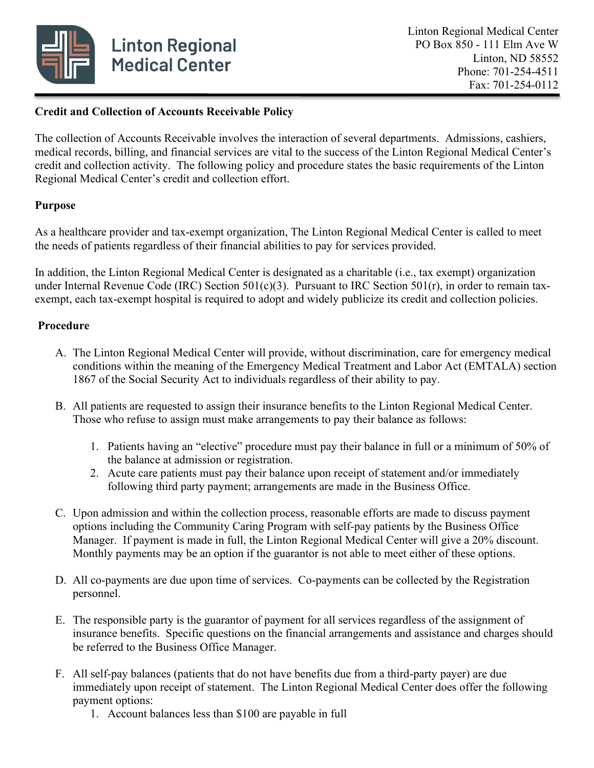Linton Regional Medical Center

Linton Regional Medical Center
PO Box 850 - 111 Elm Ave W
Linton, ND 58552
Phone: 701-254-4511
Fax: 701-254-0112

**Credit and Collection of Accounts Receivable Policy**

The collection of Accounts Receivable involves the interaction of several departments. Admissions, cashiers, medical records, billing, and financial services are vital to the success of the Linton Regional Medical Center's credit and collection activity. The following policy and procedure states the basic requirements of the Linton Regional Medical Center's credit and collection effort.

**Purpose**

As a healthcare provider and tax-exempt organization, The Linton Regional Medical Center is called to meet the needs of patients regardless of their financial abilities to pay for services provided.

In addition, the Linton Regional Medical Center is designated as a charitable (i.e., tax exempt) organization under Internal Revenue Code (IRC) Section 501(c)(3). Pursuant to IRC Section 501(r), in order to remain tax-exempt, each tax-exempt hospital is required to adopt and widely publicize its credit and collection policies.

**Procedure**

A. The Linton Regional Medical Center will provide, without discrimination, care for emergency medical conditions within the meaning of the Emergency Medical Treatment and Labor Act (EMTALA) section 1867 of the Social Security Act to individuals regardless of their ability to pay.

B. All patients are requested to assign their insurance benefits to the Linton Regional Medical Center. Those who refuse to assign must make arrangements to pay their balance as follows:

   1. Patients having an "elective" procedure must pay their balance in full or a minimum of 50% of the balance at admission or registration.
   2. Acute care patients must pay their balance upon receipt of statement and/or immediately following third party payment; arrangements are made in the Business Office.

C. Upon admission and within the collection process, reasonable efforts are made to discuss payment options including the Community Caring Program with self-pay patients by the Business Office Manager. If payment is made in full, the Linton Regional Medical Center will give a 20% discount. Monthly payments may be an option if the guarantor is not able to meet either of these options.

D. All co-payments are due upon time of services. Co-payments can be collected by the Registration personnel.

E. The responsible party is the guarantor of payment for all services regardless of the assignment of insurance benefits. Specific questions on the financial arrangements and assistance and charges should be referred to the Business Office Manager.

F. All self-pay balances (patients that do not have benefits due from a third-party payer) are due immediately upon receipt of statement. The Linton Regional Medical Center does offer the following payment options:

   1. Account balances less than $100 are payable in full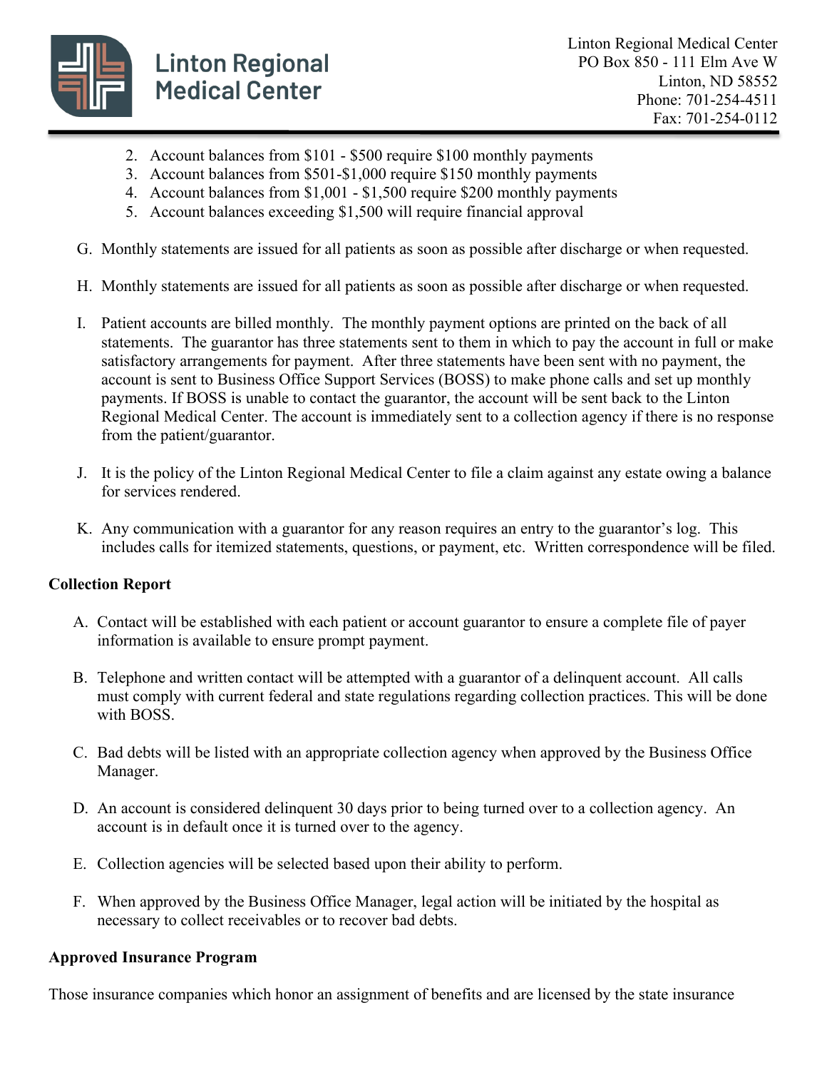2. Account balances from $101 - $500 require $100 monthly payments
3. Account balances from $501-$1,000 require $150 monthly payments
4. Account balances from $1,001 - $1,500 require $200 monthly payments
5. Account balances exceeding $1,500 will require financial approval

G. Monthly statements are issued for all patients as soon as possible after discharge or when requested.

H. Monthly statements are issued for all patients as soon as possible after discharge or when requested.

I. Patient accounts are billed monthly. The monthly payment options are printed on the back of all statements. The guarantor has three statements sent to them in which to pay the account in full or make satisfactory arrangements for payment. After three statements have been sent with no payment, the account is sent to Business Office Support Services (BOSS) to make phone calls and set up monthly payments. If BOSS is unable to contact the guarantor, the account will be sent back to the Linton Regional Medical Center. The account is immediately sent to a collection agency if there is no response from the patient/guarantor.

J. It is the policy of the Linton Regional Medical Center to file a claim against any estate owing a balance for services rendered.

K. Any communication with a guarantor for any reason requires an entry to the guarantor's log. This includes calls for itemized statements, questions, or payment, etc. Written correspondence will be filed.

**Collection Report**

A. Contact will be established with each patient or account guarantor to ensure a complete file of payer information is available to ensure prompt payment.

B. Telephone and written contact will be attempted with a guarantor of a delinquent account. All calls must comply with current federal and state regulations regarding collection practices. This will be done with BOSS.

C. Bad debts will be listed with an appropriate collection agency when approved by the Business Office Manager.

D. An account is considered delinquent 30 days prior to being turned over to a collection agency. An account is in default once it is turned over to the agency.

E. Collection agencies will be selected based upon their ability to perform.

F. When approved by the Business Office Manager, legal action will be initiated by the hospital as necessary to collect receivables or to recover bad debts.

**Approved Insurance Program**

Those insurance companies which honor an assignment of benefits and are licensed by the state insurance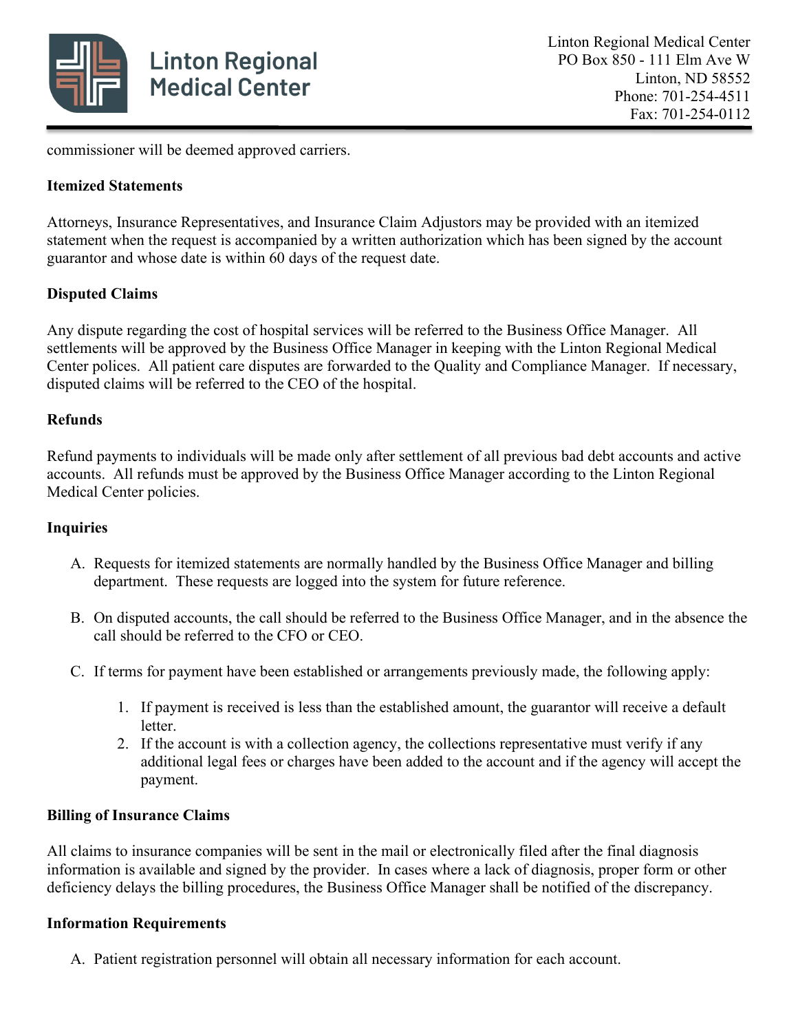commissioner will be deemed approved carriers.

**Itemized Statements**

Attorneys, Insurance Representatives, and Insurance Claim Adjustors may be provided with an itemized statement when the request is accompanied by a written authorization which has been signed by the account guarantor and whose date is within 60 days of the request date.

**Disputed Claims**

Any dispute regarding the cost of hospital services will be referred to the Business Office Manager. All settlements will be approved by the Business Office Manager in keeping with the Linton Regional Medical Center polices. All patient care disputes are forwarded to the Quality and Compliance Manager. If necessary, disputed claims will be referred to the CEO of the hospital.

**Refunds**

Refund payments to individuals will be made only after settlement of all previous bad debt accounts and active accounts. All refunds must be approved by the Business Office Manager according to the Linton Regional Medical Center policies.

**Inquiries**

A. Requests for itemized statements are normally handled by the Business Office Manager and billing department. These requests are logged into the system for future reference.

B. On disputed accounts, the call should be referred to the Business Office Manager, and in the absence the call should be referred to the CFO or CEO.

C. If terms for payment have been established or arrangements previously made, the following apply:

   1. If payment is received is less than the established amount, the guarantor will receive a default letter.
   2. If the account is with a collection agency, the collections representative must verify if any additional legal fees or charges have been added to the account and if the agency will accept the payment.

**Billing of Insurance Claims**

All claims to insurance companies will be sent in the mail or electronically filed after the final diagnosis information is available and signed by the provider. In cases where a lack of diagnosis, proper form or other deficiency delays the billing procedures, the Business Office Manager shall be notified of the discrepancy.

**Information Requirements**

A. Patient registration personnel will obtain all necessary information for each account.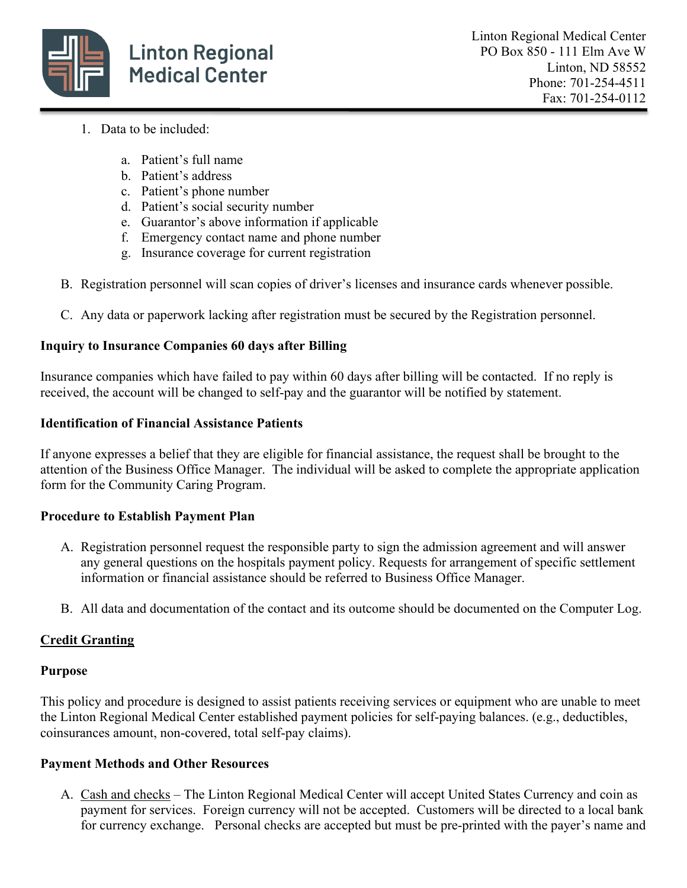1. Data to be included:

   a. Patient's full name
   b. Patient's address
   c. Patient's phone number
   d. Patient's social security number
   e. Guarantor's above information if applicable
   f. Emergency contact name and phone number
   g. Insurance coverage for current registration

B. Registration personnel will scan copies of driver's licenses and insurance cards whenever possible.

C. Any data or paperwork lacking after registration must be secured by the Registration personnel.

**Inquiry to Insurance Companies 60 days after Billing**

Insurance companies which have failed to pay within 60 days after billing will be contacted. If no reply is received, the account will be changed to self-pay and the guarantor will be notified by statement.

**Identification of Financial Assistance Patients**

If anyone expresses a belief that they are eligible for financial assistance, the request shall be brought to the attention of the Business Office Manager. The individual will be asked to complete the appropriate application form for the Community Caring Program.

**Procedure to Establish Payment Plan**

A. Registration personnel request the responsible party to sign the admission agreement and will answer any general questions on the hospitals payment policy. Requests for arrangement of specific settlement information or financial assistance should be referred to Business Office Manager.

B. All data and documentation of the contact and its outcome should be documented on the Computer Log.

**Credit Granting**

**Purpose**

This policy and procedure is designed to assist patients receiving services or equipment who are unable to meet the Linton Regional Medical Center established payment policies for self-paying balances. (e.g., deductibles, coinsurances amount, non-covered, total self-pay claims).

**Payment Methods and Other Resources**

A. Cash and checks – The Linton Regional Medical Center will accept United States Currency and coin as payment for services. Foreign currency will not be accepted. Customers will be directed to a local bank for currency exchange. Personal checks are accepted but must be pre-printed with the payer's name and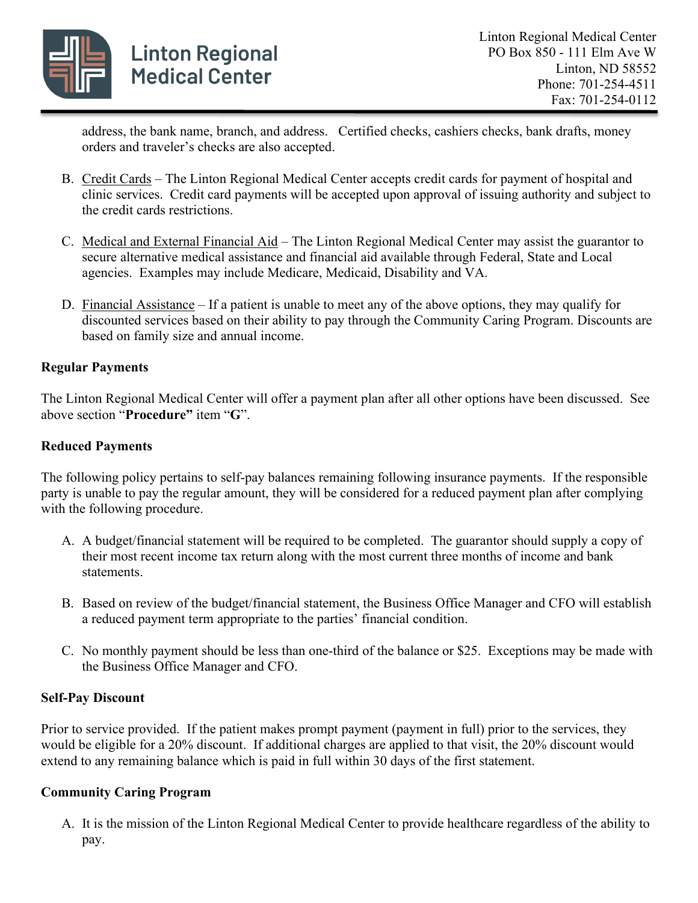address, the bank name, branch, and address. Certified checks, cashiers checks, bank drafts, money orders and traveler's checks are also accepted.

B. Credit Cards – The Linton Regional Medical Center accepts credit cards for payment of hospital and clinic services. Credit card payments will be accepted upon approval of issuing authority and subject to the credit cards restrictions.

C. Medical and External Financial Aid – The Linton Regional Medical Center may assist the guarantor to secure alternative medical assistance and financial aid available through Federal, State and Local agencies. Examples may include Medicare, Medicaid, Disability and VA.

D. Financial Assistance – If a patient is unable to meet any of the above options, they may qualify for discounted services based on their ability to pay through the Community Caring Program. Discounts are based on family size and annual income.

**Regular Payments**

The Linton Regional Medical Center will offer a payment plan after all other options have been discussed. See above section "**Procedure"** item "**G**".

**Reduced Payments**

The following policy pertains to self-pay balances remaining following insurance payments. If the responsible party is unable to pay the regular amount, they will be considered for a reduced payment plan after complying with the following procedure.

A. A budget/financial statement will be required to be completed. The guarantor should supply a copy of their most recent income tax return along with the most current three months of income and bank statements.

B. Based on review of the budget/financial statement, the Business Office Manager and CFO will establish a reduced payment term appropriate to the parties' financial condition.

C. No monthly payment should be less than one-third of the balance or $25. Exceptions may be made with the Business Office Manager and CFO.

**Self-Pay Discount**

Prior to service provided. If the patient makes prompt payment (payment in full) prior to the services, they would be eligible for a 20% discount. If additional charges are applied to that visit, the 20% discount would extend to any remaining balance which is paid in full within 30 days of the first statement.

**Community Caring Program**

A. It is the mission of the Linton Regional Medical Center to provide healthcare regardless of the ability to pay.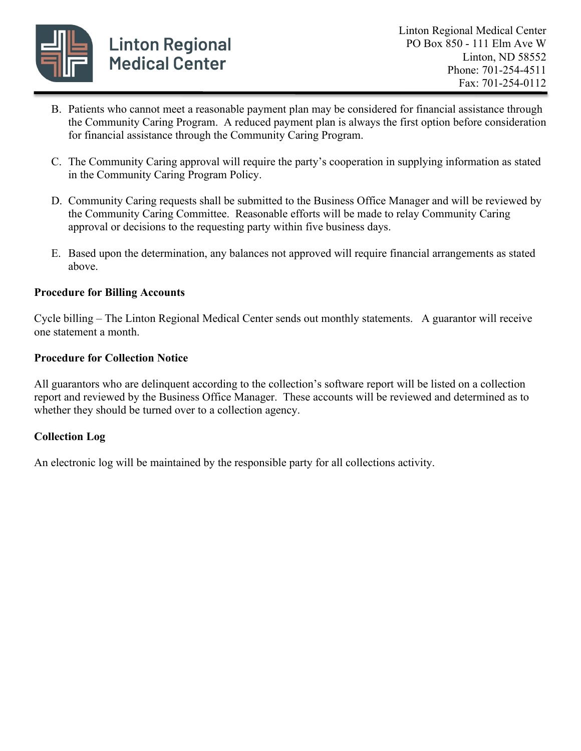B. Patients who cannot meet a reasonable payment plan may be considered for financial assistance through the Community Caring Program. A reduced payment plan is always the first option before consideration for financial assistance through the Community Caring Program.

C. The Community Caring approval will require the party's cooperation in supplying information as stated in the Community Caring Program Policy.

D. Community Caring requests shall be submitted to the Business Office Manager and will be reviewed by the Community Caring Committee. Reasonable efforts will be made to relay Community Caring approval or decisions to the requesting party within five business days.

E. Based upon the determination, any balances not approved will require financial arrangements as stated above.

**Procedure for Billing Accounts**

Cycle billing – The Linton Regional Medical Center sends out monthly statements. A guarantor will receive one statement a month.

**Procedure for Collection Notice**

All guarantors who are delinquent according to the collection's software report will be listed on a collection report and reviewed by the Business Office Manager. These accounts will be reviewed and determined as to whether they should be turned over to a collection agency.

**Collection Log**

An electronic log will be maintained by the responsible party for all collections activity.